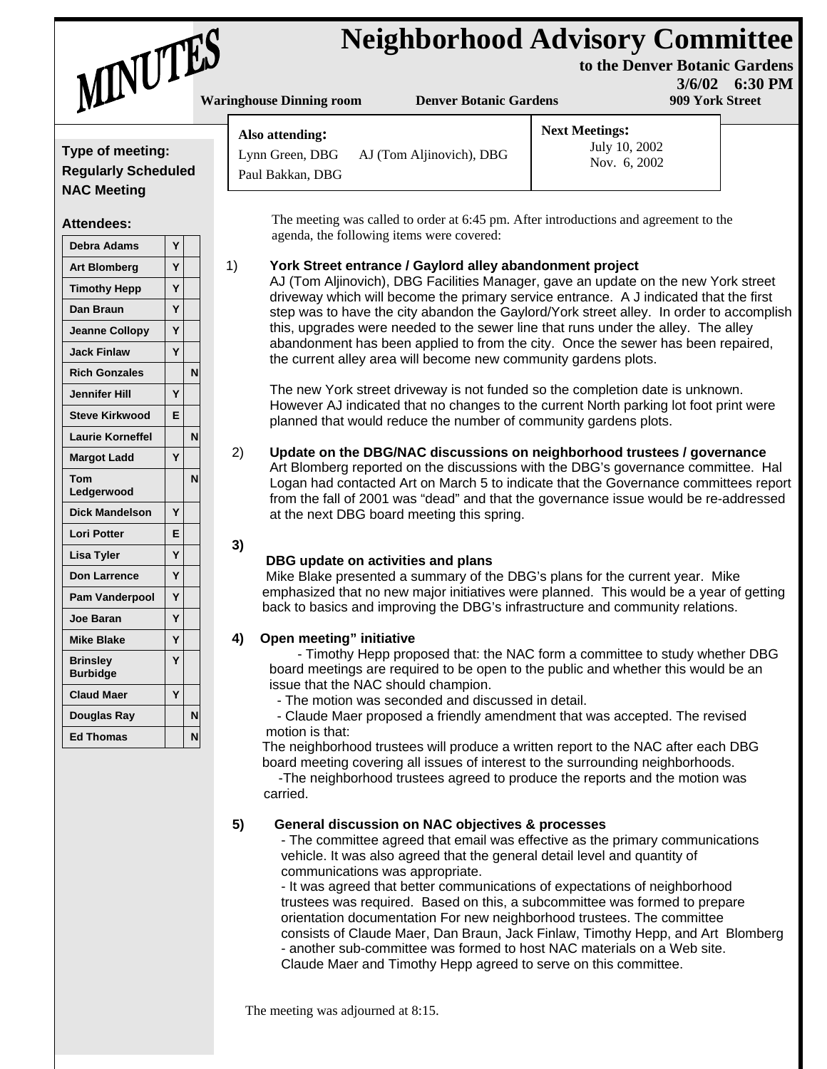# MINUTES

# Neighborhood Advisory Committee

**to the Denver Botanic Gardens**

**3/6/02 6:30 PM**

**Waringhouse Dinning room** **Denver Botanic Gardens** **909 York Street**

**Type of meeting:**
**Regularly Scheduled NAC Meeting**

**Attendees:**

| Name | | |
|---|---|---|
| Debra Adams | Y | |
| Art Blomberg | Y | |
| Timothy Hepp | Y | |
| Dan Braun | Y | |
| Jeanne Collopy | Y | |
| Jack Finlaw | Y | |
| Rich Gonzales | | N |
| Jennifer Hill | Y | |
| Steve Kirkwood | E | |
| Laurie Korneffel | | N |
| Margot Ladd | Y | |
| Tom Ledgerwood | | N |
| Dick Mandelson | Y | |
| Lori Potter | E | |
| Lisa Tyler | Y | |
| Don Larrence | Y | |
| Pam Vanderpool | Y | |
| Joe Baran | Y | |
| Mike Blake | Y | |
| Brinsley Burbidge | Y | |
| Claud Maer | Y | |
| Douglas Ray | | N |
| Ed Thomas | | N |

**Also attending:**
Lynn Green, DBG   AJ (Tom Aljinovich), DBG
Paul Bakkan, DBG

**Next Meetings:**
July 10, 2002
Nov. 6, 2002

The meeting was called to order at 6:45 pm. After introductions and agreement to the agenda, the following items were covered:

1) **York Street entrance / Gaylord alley abandonment project**
AJ (Tom Aljinovich), DBG Facilities Manager, gave an update on the new York street driveway which will become the primary service entrance. A J indicated that the first step was to have the city abandon the Gaylord/York street alley. In order to accomplish this, upgrades were needed to the sewer line that runs under the alley. The alley abandonment has been applied to from the city. Once the sewer has been repaired, the current alley area will become new community gardens plots.

The new York street driveway is not funded so the completion date is unknown. However AJ indicated that no changes to the current North parking lot foot print were planned that would reduce the number of community gardens plots.

2) **Update on the DBG/NAC discussions on neighborhood trustees / governance**
Art Blomberg reported on the discussions with the DBG's governance committee. Hal Logan had contacted Art on March 5 to indicate that the Governance committees report from the fall of 2001 was "dead" and that the governance issue would be re-addressed at the next DBG board meeting this spring.

3) **DBG update on activities and plans**
Mike Blake presented a summary of the DBG's plans for the current year. Mike emphasized that no new major initiatives were planned. This would be a year of getting back to basics and improving the DBG's infrastructure and community relations.

4) **Open meeting" initiative**
- Timothy Hepp proposed that: the NAC form a committee to study whether DBG board meetings are required to be open to the public and whether this would be an issue that the NAC should champion.
- The motion was seconded and discussed in detail.
- Claude Maer proposed a friendly amendment that was accepted. The revised motion is that:
The neighborhood trustees will produce a written report to the NAC after each DBG board meeting covering all issues of interest to the surrounding neighborhoods.
-The neighborhood trustees agreed to produce the reports and the motion was carried.

5) **General discussion on NAC objectives & processes**
- The committee agreed that email was effective as the primary communications vehicle. It was also agreed that the general detail level and quantity of communications was appropriate.
- It was agreed that better communications of expectations of neighborhood trustees was required. Based on this, a subcommittee was formed to prepare orientation documentation For new neighborhood trustees. The committee consists of Claude Maer, Dan Braun, Jack Finlaw, Timothy Hepp, and Art Blomberg
- another sub-committee was formed to host NAC materials on a Web site. Claude Maer and Timothy Hepp agreed to serve on this committee.

The meeting was adjourned at 8:15.